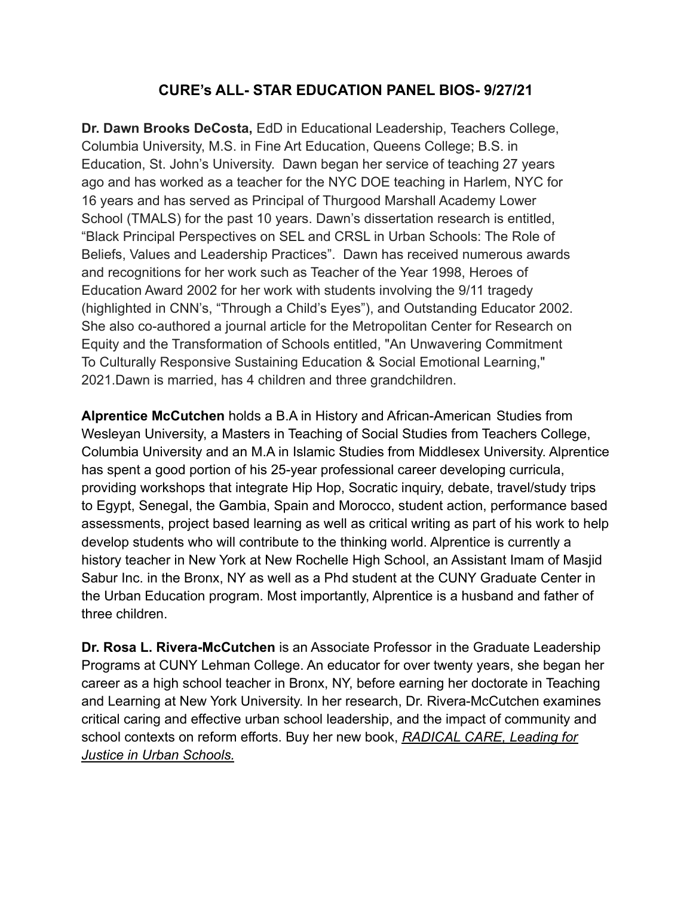# CURE's ALL- STAR EDUCATION PANEL BIOS- 9/27/21

**Dr. Dawn Brooks DeCosta,** EdD in Educational Leadership, Teachers College, Columbia University, M.S. in Fine Art Education, Queens College; B.S. in Education, St. John's University. Dawn began her service of teaching 27 years ago and has worked as a teacher for the NYC DOE teaching in Harlem, NYC for 16 years and has served as Principal of Thurgood Marshall Academy Lower School (TMALS) for the past 10 years. Dawn's dissertation research is entitled, "Black Principal Perspectives on SEL and CRSL in Urban Schools: The Role of Beliefs, Values and Leadership Practices". Dawn has received numerous awards and recognitions for her work such as Teacher of the Year 1998, Heroes of Education Award 2002 for her work with students involving the 9/11 tragedy (highlighted in CNN's, "Through a Child's Eyes"), and Outstanding Educator 2002. She also co-authored a journal article for the Metropolitan Center for Research on Equity and the Transformation of Schools entitled, "An Unwavering Commitment To Culturally Responsive Sustaining Education & Social Emotional Learning," 2021.Dawn is married, has 4 children and three grandchildren.

**Alprentice McCutchen** holds a B.A in History and African-American Studies from Wesleyan University, a Masters in Teaching of Social Studies from Teachers College, Columbia University and an M.A in Islamic Studies from Middlesex University. Alprentice has spent a good portion of his 25-year professional career developing curricula, providing workshops that integrate Hip Hop, Socratic inquiry, debate, travel/study trips to Egypt, Senegal, the Gambia, Spain and Morocco, student action, performance based assessments, project based learning as well as critical writing as part of his work to help develop students who will contribute to the thinking world. Alprentice is currently a history teacher in New York at New Rochelle High School, an Assistant Imam of Masjid Sabur Inc. in the Bronx, NY as well as a Phd student at the CUNY Graduate Center in the Urban Education program. Most importantly, Alprentice is a husband and father of three children.

**Dr. Rosa L. Rivera-McCutchen** is an Associate Professor in the Graduate Leadership Programs at CUNY Lehman College. An educator for over twenty years, she began her career as a high school teacher in Bronx, NY, before earning her doctorate in Teaching and Learning at New York University. In her research, Dr. Rivera-McCutchen examines critical caring and effective urban school leadership, and the impact of community and school contexts on reform efforts. Buy her new book, *RADICAL CARE, Leading for Justice in Urban Schools.*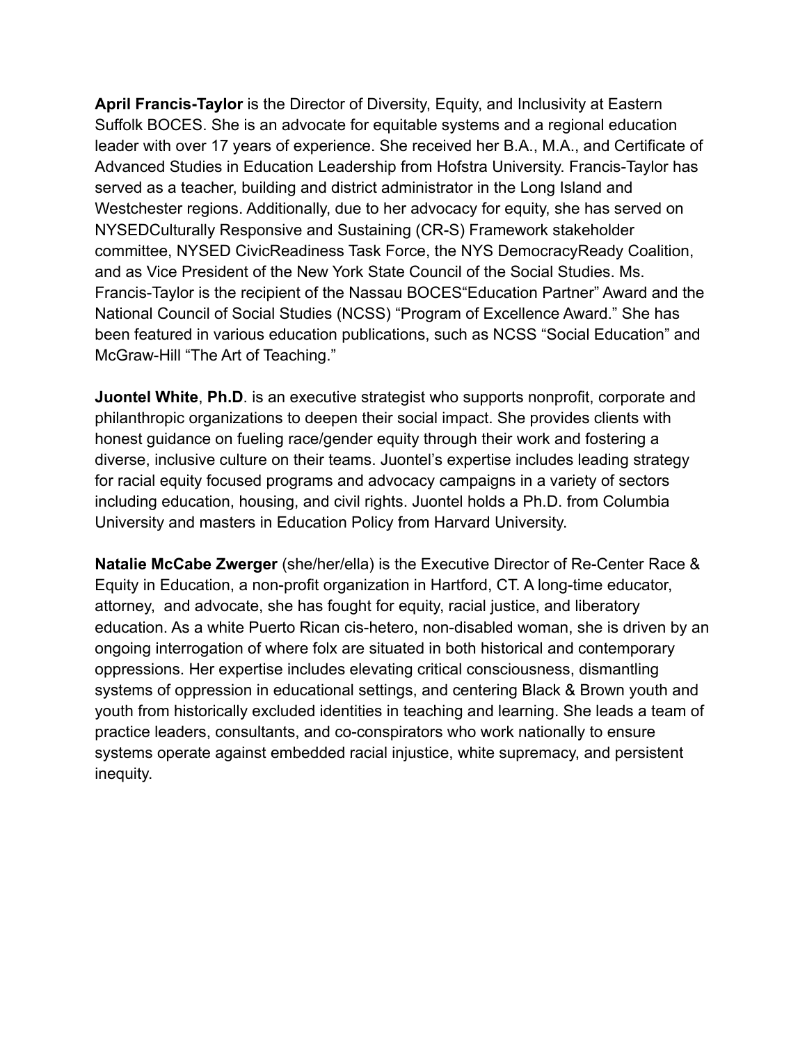**April Francis-Taylor** is the Director of Diversity, Equity, and Inclusivity at Eastern Suffolk BOCES. She is an advocate for equitable systems and a regional education leader with over 17 years of experience. She received her B.A., M.A., and Certificate of Advanced Studies in Education Leadership from Hofstra University. Francis-Taylor has served as a teacher, building and district administrator in the Long Island and Westchester regions. Additionally, due to her advocacy for equity, she has served on NYSEDCulturally Responsive and Sustaining (CR-S) Framework stakeholder committee, NYSED CivicReadiness Task Force, the NYS DemocracyReady Coalition, and as Vice President of the New York State Council of the Social Studies. Ms. Francis-Taylor is the recipient of the Nassau BOCES"Education Partner" Award and the National Council of Social Studies (NCSS) "Program of Excellence Award." She has been featured in various education publications, such as NCSS "Social Education" and McGraw-Hill "The Art of Teaching."

**Juontel White**, **Ph.D**. is an executive strategist who supports nonprofit, corporate and philanthropic organizations to deepen their social impact. She provides clients with honest guidance on fueling race/gender equity through their work and fostering a diverse, inclusive culture on their teams. Juontel's expertise includes leading strategy for racial equity focused programs and advocacy campaigns in a variety of sectors including education, housing, and civil rights. Juontel holds a Ph.D. from Columbia University and masters in Education Policy from Harvard University.

**Natalie McCabe Zwerger** (she/her/ella) is the Executive Director of Re-Center Race & Equity in Education, a non-profit organization in Hartford, CT. A long-time educator, attorney, and advocate, she has fought for equity, racial justice, and liberatory education. As a white Puerto Rican cis-hetero, non-disabled woman, she is driven by an ongoing interrogation of where folx are situated in both historical and contemporary oppressions. Her expertise includes elevating critical consciousness, dismantling systems of oppression in educational settings, and centering Black & Brown youth and youth from historically excluded identities in teaching and learning. She leads a team of practice leaders, consultants, and co-conspirators who work nationally to ensure systems operate against embedded racial injustice, white supremacy, and persistent inequity.